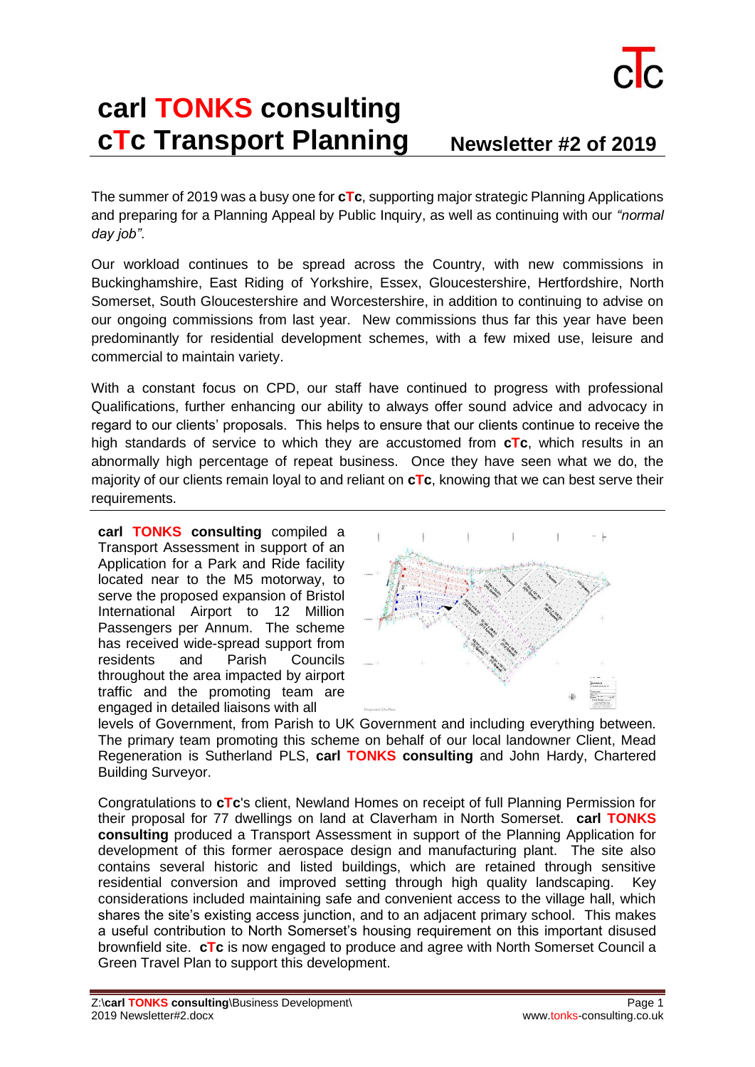# carl TONKS consulting
# cTc Transport Planning

## Newsletter #2 of 2019

The summer of 2019 was a busy one for **cTc**, supporting major strategic Planning Applications and preparing for a Planning Appeal by Public Inquiry, as well as continuing with our *"normal day job"*.

Our workload continues to be spread across the Country, with new commissions in Buckinghamshire, East Riding of Yorkshire, Essex, Gloucestershire, Hertfordshire, North Somerset, South Gloucestershire and Worcestershire, in addition to continuing to advise on our ongoing commissions from last year. New commissions thus far this year have been predominantly for residential development schemes, with a few mixed use, leisure and commercial to maintain variety.

With a constant focus on CPD, our staff have continued to progress with professional Qualifications, further enhancing our ability to always offer sound advice and advocacy in regard to our clients' proposals. This helps to ensure that our clients continue to receive the high standards of service to which they are accustomed from **cTc**, which results in an abnormally high percentage of repeat business. Once they have seen what we do, the majority of our clients remain loyal to and reliant on **cTc**, knowing that we can best serve their requirements.

**carl TONKS consulting** compiled a Transport Assessment in support of an Application for a Park and Ride facility located near to the M5 motorway, to serve the proposed expansion of Bristol International Airport to 12 Million Passengers per Annum. The scheme has received wide-spread support from residents and Parish Councils throughout the area impacted by airport traffic and the promoting team are engaged in detailed liaisons with all levels of Government, from Parish to UK Government and including everything between. The primary team promoting this scheme on behalf of our local landowner Client, Mead Regeneration is Sutherland PLS, **carl TONKS consulting** and John Hardy, Chartered Building Surveyor.

Congratulations to **cTc**'s client, Newland Homes on receipt of full Planning Permission for their proposal for 77 dwellings on land at Claverham in North Somerset. **carl TONKS consulting** produced a Transport Assessment in support of the Planning Application for development of this former aerospace design and manufacturing plant. The site also contains several historic and listed buildings, which are retained through sensitive residential conversion and improved setting through high quality landscaping. Key considerations included maintaining safe and convenient access to the village hall, which shares the site's existing access junction, and to an adjacent primary school. This makes a useful contribution to North Somerset's housing requirement on this important disused brownfield site. **cTc** is now engaged to produce and agree with North Somerset Council a Green Travel Plan to support this development.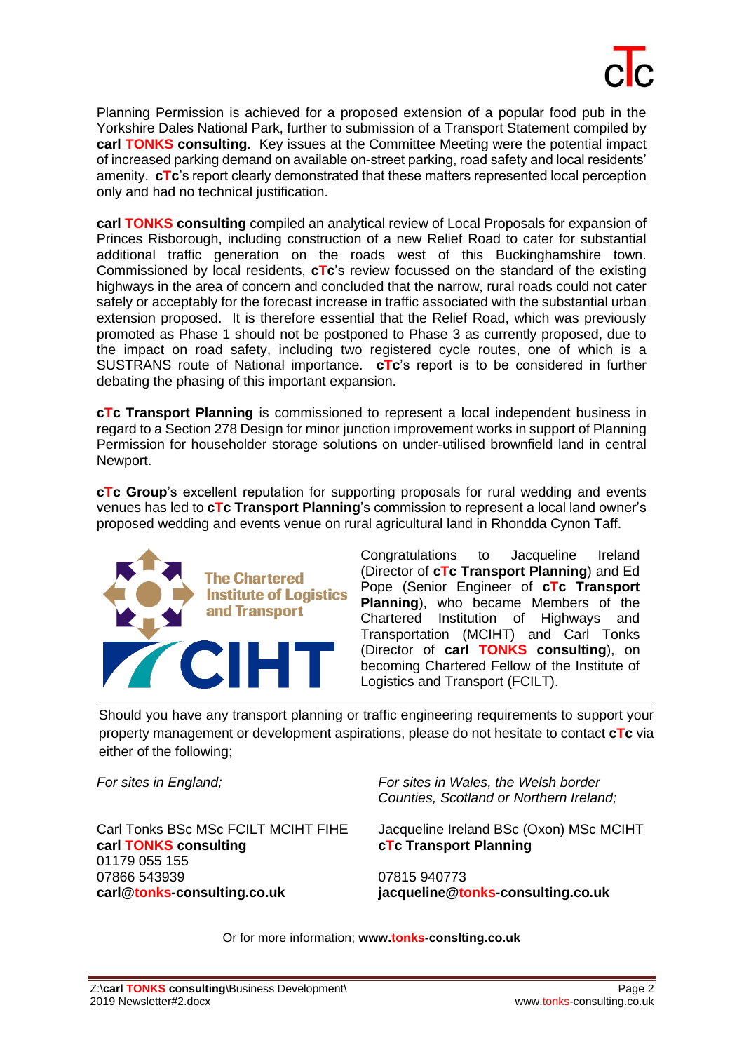Planning Permission is achieved for a proposed extension of a popular food pub in the Yorkshire Dales National Park, further to submission of a Transport Statement compiled by **carl TONKS consulting**. Key issues at the Committee Meeting were the potential impact of increased parking demand on available on-street parking, road safety and local residents' amenity. **cTc**'s report clearly demonstrated that these matters represented local perception only and had no technical justification.

**carl TONKS consulting** compiled an analytical review of Local Proposals for expansion of Princes Risborough, including construction of a new Relief Road to cater for substantial additional traffic generation on the roads west of this Buckinghamshire town. Commissioned by local residents, **cTc**'s review focussed on the standard of the existing highways in the area of concern and concluded that the narrow, rural roads could not cater safely or acceptably for the forecast increase in traffic associated with the substantial urban extension proposed. It is therefore essential that the Relief Road, which was previously promoted as Phase 1 should not be postponed to Phase 3 as currently proposed, due to the impact on road safety, including two registered cycle routes, one of which is a SUSTRANS route of National importance. **cTc**'s report is to be considered in further debating the phasing of this important expansion.

**cTc Transport Planning** is commissioned to represent a local independent business in regard to a Section 278 Design for minor junction improvement works in support of Planning Permission for householder storage solutions on under-utilised brownfield land in central Newport.

**cTc Group**'s excellent reputation for supporting proposals for rural wedding and events venues has led to **cTc Transport Planning**'s commission to represent a local land owner's proposed wedding and events venue on rural agricultural land in Rhondda Cynon Taff.

The Chartered Institute of Logistics and Transport

CIHT

Congratulations to Jacqueline Ireland (Director of **cTc Transport Planning**) and Ed Pope (Senior Engineer of **cTc Transport Planning**), who became Members of the Chartered Institution of Highways and Transportation (MCIHT) and Carl Tonks (Director of **carl TONKS consulting**), on becoming Chartered Fellow of the Institute of Logistics and Transport (FCILT).

---

Should you have any transport planning or traffic engineering requirements to support your property management or development aspirations, please do not hesitate to contact **cTc** via either of the following;

*For sites in England;*

Carl Tonks BSc MSc FCILT MCIHT FIHE
**carl TONKS consulting**
01179 055 155
07866 543939
**carl@tonks-consulting.co.uk**

*For sites in Wales, the Welsh border Counties, Scotland or Northern Ireland;*

Jacqueline Ireland BSc (Oxon) MSc MCIHT
**cTc Transport Planning**
07815 940773
**jacqueline@tonks-consulting.co.uk**

Or for more information; **www.tonks-conslting.co.uk**